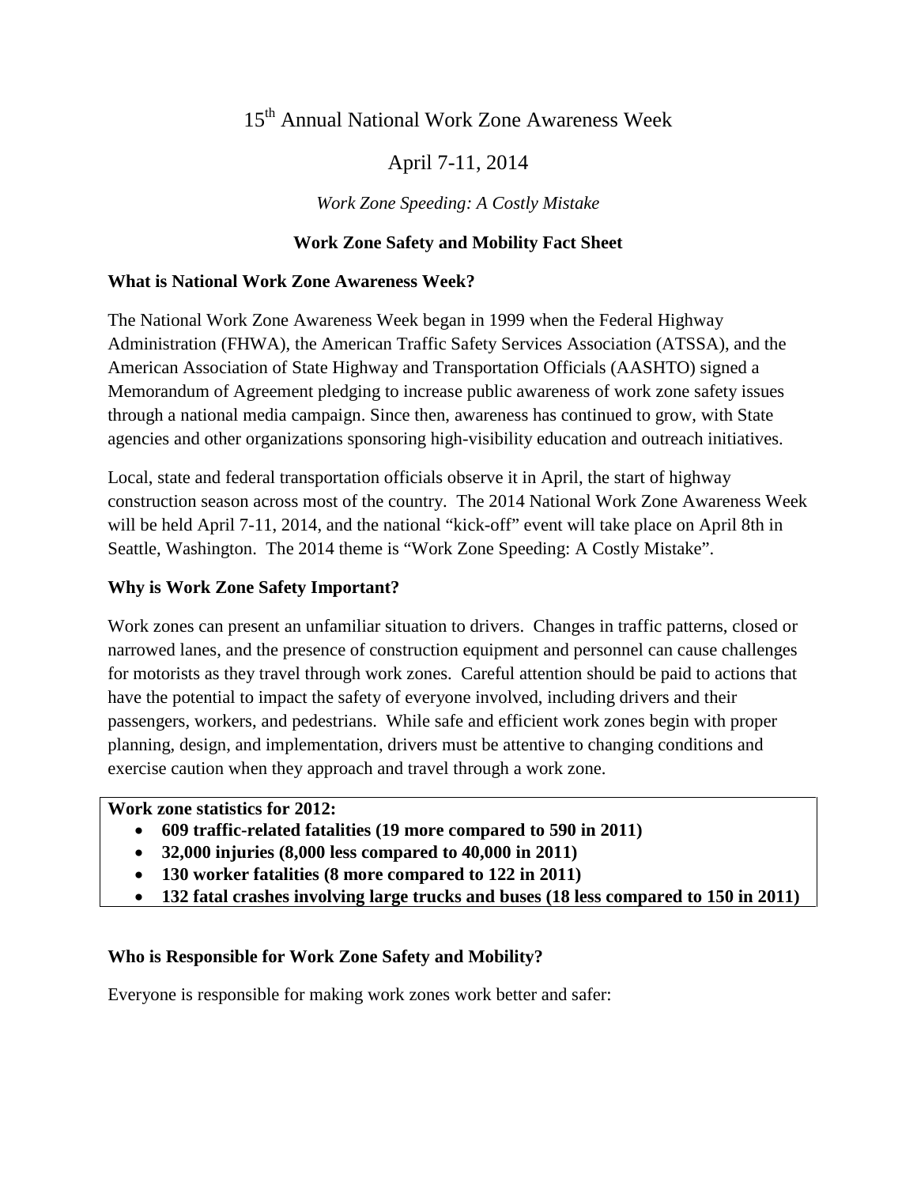# 15th Annual National Work Zone Awareness Week

## April 7-11, 2014

*Work Zone Speeding: A Costly Mistake*

**Work Zone Safety and Mobility Fact Sheet**

### What is National Work Zone Awareness Week?

The National Work Zone Awareness Week began in 1999 when the Federal Highway Administration (FHWA), the American Traffic Safety Services Association (ATSSA), and the American Association of State Highway and Transportation Officials (AASHTO) signed a Memorandum of Agreement pledging to increase public awareness of work zone safety issues through a national media campaign. Since then, awareness has continued to grow, with State agencies and other organizations sponsoring high-visibility education and outreach initiatives.

Local, state and federal transportation officials observe it in April, the start of highway construction season across most of the country. The 2014 National Work Zone Awareness Week will be held April 7-11, 2014, and the national "kick-off" event will take place on April 8th in Seattle, Washington. The 2014 theme is "Work Zone Speeding: A Costly Mistake".

### Why is Work Zone Safety Important?

Work zones can present an unfamiliar situation to drivers. Changes in traffic patterns, closed or narrowed lanes, and the presence of construction equipment and personnel can cause challenges for motorists as they travel through work zones. Careful attention should be paid to actions that have the potential to impact the safety of everyone involved, including drivers and their passengers, workers, and pedestrians. While safe and efficient work zones begin with proper planning, design, and implementation, drivers must be attentive to changing conditions and exercise caution when they approach and travel through a work zone.

**Work zone statistics for 2012:**

- **609 traffic-related fatalities (19 more compared to 590 in 2011)**
- **32,000 injuries (8,000 less compared to 40,000 in 2011)**
- **130 worker fatalities (8 more compared to 122 in 2011)**
- **132 fatal crashes involving large trucks and buses (18 less compared to 150 in 2011)**

### Who is Responsible for Work Zone Safety and Mobility?

Everyone is responsible for making work zones work better and safer: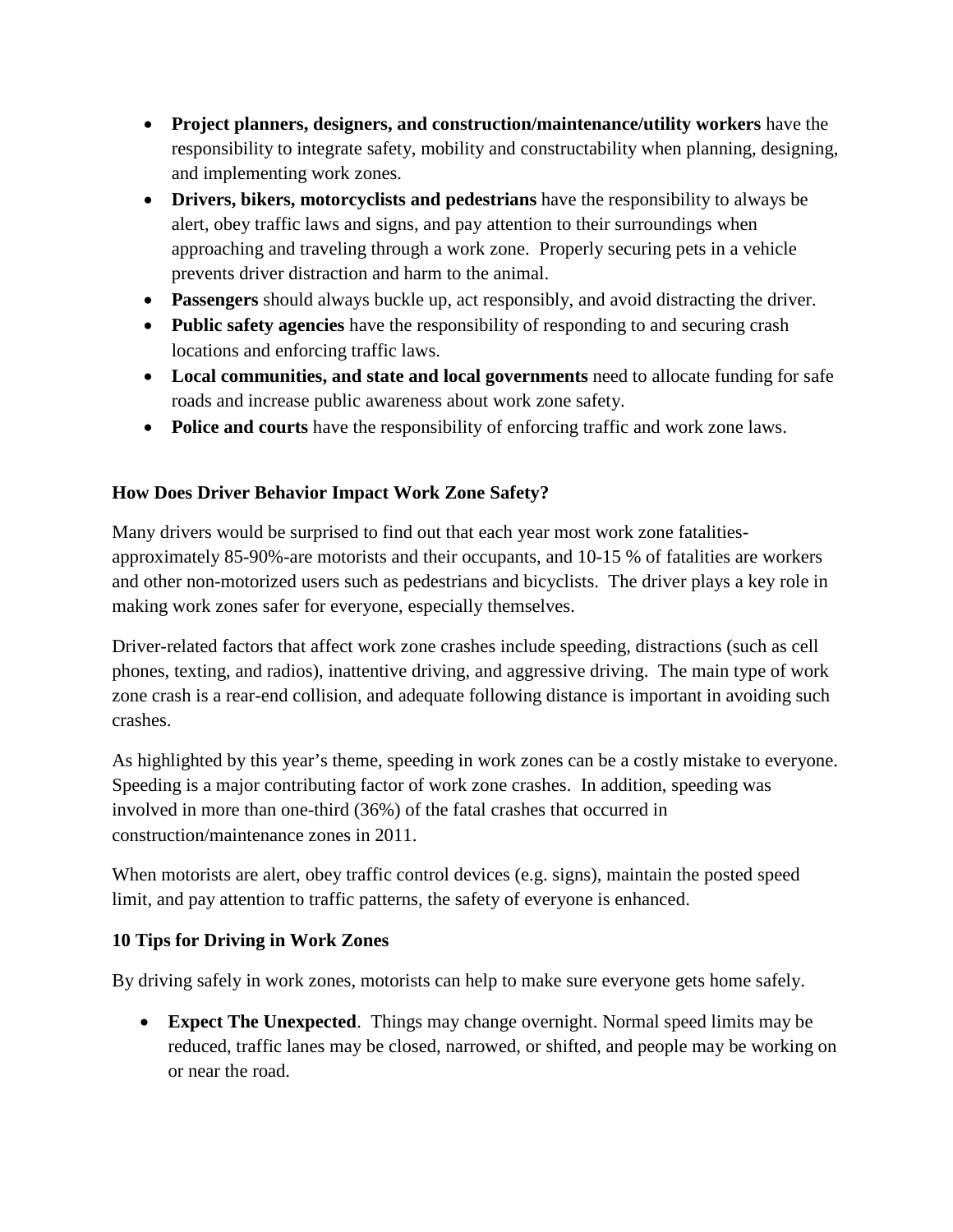- **Project planners, designers, and construction/maintenance/utility workers** have the responsibility to integrate safety, mobility and constructability when planning, designing, and implementing work zones.
- **Drivers, bikers, motorcyclists and pedestrians** have the responsibility to always be alert, obey traffic laws and signs, and pay attention to their surroundings when approaching and traveling through a work zone. Properly securing pets in a vehicle prevents driver distraction and harm to the animal.
- **Passengers** should always buckle up, act responsibly, and avoid distracting the driver.
- **Public safety agencies** have the responsibility of responding to and securing crash locations and enforcing traffic laws.
- **Local communities, and state and local governments** need to allocate funding for safe roads and increase public awareness about work zone safety.
- **Police and courts** have the responsibility of enforcing traffic and work zone laws.

**How Does Driver Behavior Impact Work Zone Safety?**

Many drivers would be surprised to find out that each year most work zone fatalities-approximately 85-90%-are motorists and their occupants, and 10-15 % of fatalities are workers and other non-motorized users such as pedestrians and bicyclists. The driver plays a key role in making work zones safer for everyone, especially themselves.

Driver-related factors that affect work zone crashes include speeding, distractions (such as cell phones, texting, and radios), inattentive driving, and aggressive driving. The main type of work zone crash is a rear-end collision, and adequate following distance is important in avoiding such crashes.

As highlighted by this year's theme, speeding in work zones can be a costly mistake to everyone. Speeding is a major contributing factor of work zone crashes. In addition, speeding was involved in more than one-third (36%) of the fatal crashes that occurred in construction/maintenance zones in 2011.

When motorists are alert, obey traffic control devices (e.g. signs), maintain the posted speed limit, and pay attention to traffic patterns, the safety of everyone is enhanced.

**10 Tips for Driving in Work Zones**

By driving safely in work zones, motorists can help to make sure everyone gets home safely.

- **Expect The Unexpected**. Things may change overnight. Normal speed limits may be reduced, traffic lanes may be closed, narrowed, or shifted, and people may be working on or near the road.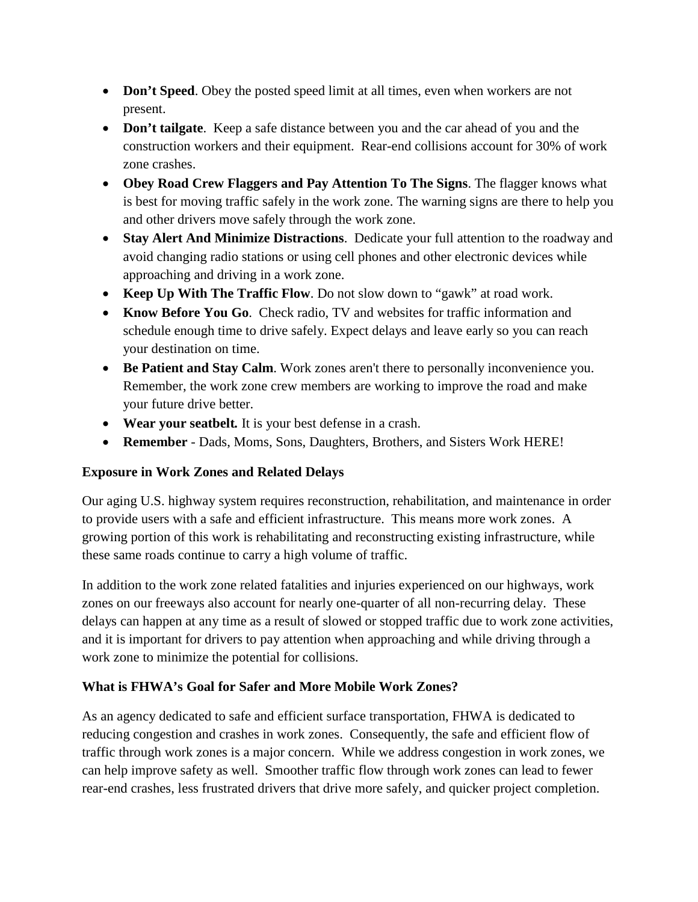- **Don't Speed**. Obey the posted speed limit at all times, even when workers are not present.
- **Don't tailgate**. Keep a safe distance between you and the car ahead of you and the construction workers and their equipment. Rear-end collisions account for 30% of work zone crashes.
- **Obey Road Crew Flaggers and Pay Attention To The Signs**. The flagger knows what is best for moving traffic safely in the work zone. The warning signs are there to help you and other drivers move safely through the work zone.
- **Stay Alert And Minimize Distractions**. Dedicate your full attention to the roadway and avoid changing radio stations or using cell phones and other electronic devices while approaching and driving in a work zone.
- **Keep Up With The Traffic Flow**. Do not slow down to "gawk" at road work.
- **Know Before You Go**. Check radio, TV and websites for traffic information and schedule enough time to drive safely. Expect delays and leave early so you can reach your destination on time.
- **Be Patient and Stay Calm**. Work zones aren't there to personally inconvenience you. Remember, the work zone crew members are working to improve the road and make your future drive better.
- ***Wear your seatbelt.*** It is your best defense in a crash.
- **Remember** - Dads, Moms, Sons, Daughters, Brothers, and Sisters Work HERE!

**Exposure in Work Zones and Related Delays**

Our aging U.S. highway system requires reconstruction, rehabilitation, and maintenance in order to provide users with a safe and efficient infrastructure. This means more work zones. A growing portion of this work is rehabilitating and reconstructing existing infrastructure, while these same roads continue to carry a high volume of traffic.

In addition to the work zone related fatalities and injuries experienced on our highways, work zones on our freeways also account for nearly one-quarter of all non-recurring delay. These delays can happen at any time as a result of slowed or stopped traffic due to work zone activities, and it is important for drivers to pay attention when approaching and while driving through a work zone to minimize the potential for collisions.

**What is FHWA's Goal for Safer and More Mobile Work Zones?**

As an agency dedicated to safe and efficient surface transportation, FHWA is dedicated to reducing congestion and crashes in work zones. Consequently, the safe and efficient flow of traffic through work zones is a major concern. While we address congestion in work zones, we can help improve safety as well. Smoother traffic flow through work zones can lead to fewer rear-end crashes, less frustrated drivers that drive more safely, and quicker project completion.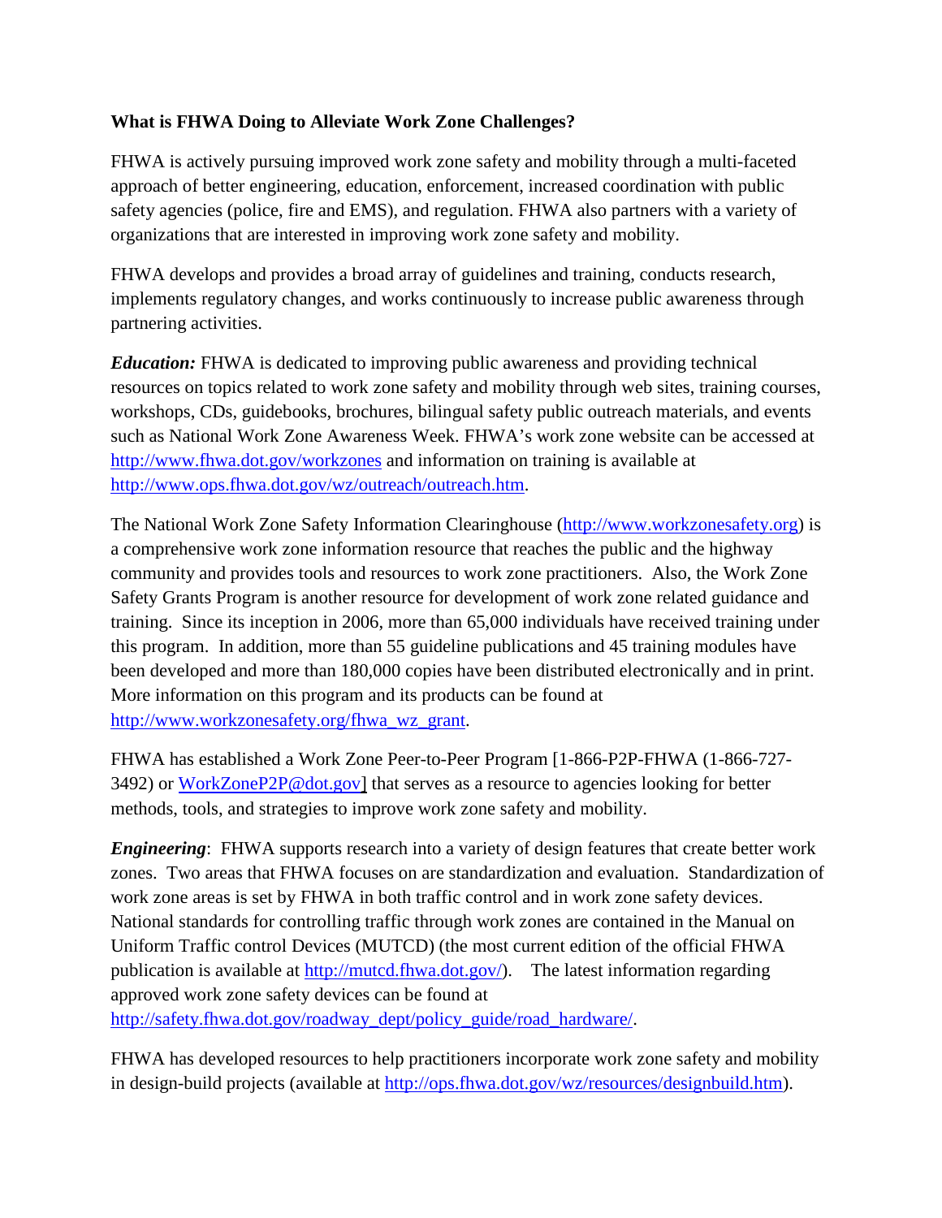**What is FHWA Doing to Alleviate Work Zone Challenges?**

FHWA is actively pursuing improved work zone safety and mobility through a multi-faceted approach of better engineering, education, enforcement, increased coordination with public safety agencies (police, fire and EMS), and regulation. FHWA also partners with a variety of organizations that are interested in improving work zone safety and mobility.

FHWA develops and provides a broad array of guidelines and training, conducts research, implements regulatory changes, and works continuously to increase public awareness through partnering activities.

***Education:*** FHWA is dedicated to improving public awareness and providing technical resources on topics related to work zone safety and mobility through web sites, training courses, workshops, CDs, guidebooks, brochures, bilingual safety public outreach materials, and events such as National Work Zone Awareness Week. FHWA's work zone website can be accessed at http://www.fhwa.dot.gov/workzones and information on training is available at http://www.ops.fhwa.dot.gov/wz/outreach/outreach.htm.

The National Work Zone Safety Information Clearinghouse (http://www.workzonesafety.org) is a comprehensive work zone information resource that reaches the public and the highway community and provides tools and resources to work zone practitioners. Also, the Work Zone Safety Grants Program is another resource for development of work zone related guidance and training. Since its inception in 2006, more than 65,000 individuals have received training under this program. In addition, more than 55 guideline publications and 45 training modules have been developed and more than 180,000 copies have been distributed electronically and in print. More information on this program and its products can be found at http://www.workzonesafety.org/fhwa_wz_grant.

FHWA has established a Work Zone Peer-to-Peer Program [1-866-P2P-FHWA (1-866-727-3492) or WorkZoneP2P@dot.gov] that serves as a resource to agencies looking for better methods, tools, and strategies to improve work zone safety and mobility.

***Engineering***: FHWA supports research into a variety of design features that create better work zones. Two areas that FHWA focuses on are standardization and evaluation. Standardization of work zone areas is set by FHWA in both traffic control and in work zone safety devices. National standards for controlling traffic through work zones are contained in the Manual on Uniform Traffic control Devices (MUTCD) (the most current edition of the official FHWA publication is available at http://mutcd.fhwa.dot.gov/). The latest information regarding approved work zone safety devices can be found at http://safety.fhwa.dot.gov/roadway_dept/policy_guide/road_hardware/.

FHWA has developed resources to help practitioners incorporate work zone safety and mobility in design-build projects (available at http://ops.fhwa.dot.gov/wz/resources/designbuild.htm).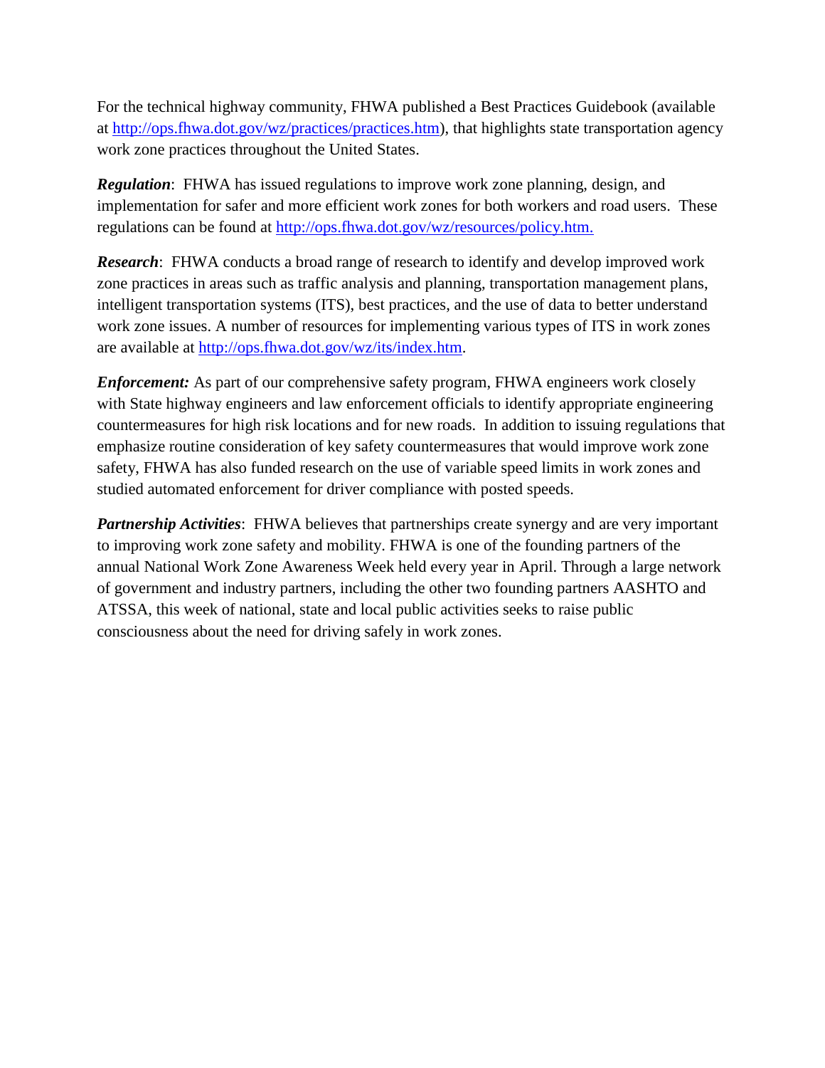For the technical highway community, FHWA published a Best Practices Guidebook (available at http://ops.fhwa.dot.gov/wz/practices/practices.htm), that highlights state transportation agency work zone practices throughout the United States.

***Regulation***: FHWA has issued regulations to improve work zone planning, design, and implementation for safer and more efficient work zones for both workers and road users. These regulations can be found at http://ops.fhwa.dot.gov/wz/resources/policy.htm.

***Research***: FHWA conducts a broad range of research to identify and develop improved work zone practices in areas such as traffic analysis and planning, transportation management plans, intelligent transportation systems (ITS), best practices, and the use of data to better understand work zone issues. A number of resources for implementing various types of ITS in work zones are available at http://ops.fhwa.dot.gov/wz/its/index.htm.

***Enforcement:*** As part of our comprehensive safety program, FHWA engineers work closely with State highway engineers and law enforcement officials to identify appropriate engineering countermeasures for high risk locations and for new roads. In addition to issuing regulations that emphasize routine consideration of key safety countermeasures that would improve work zone safety, FHWA has also funded research on the use of variable speed limits in work zones and studied automated enforcement for driver compliance with posted speeds.

***Partnership Activities***: FHWA believes that partnerships create synergy and are very important to improving work zone safety and mobility. FHWA is one of the founding partners of the annual National Work Zone Awareness Week held every year in April. Through a large network of government and industry partners, including the other two founding partners AASHTO and ATSSA, this week of national, state and local public activities seeks to raise public consciousness about the need for driving safely in work zones.